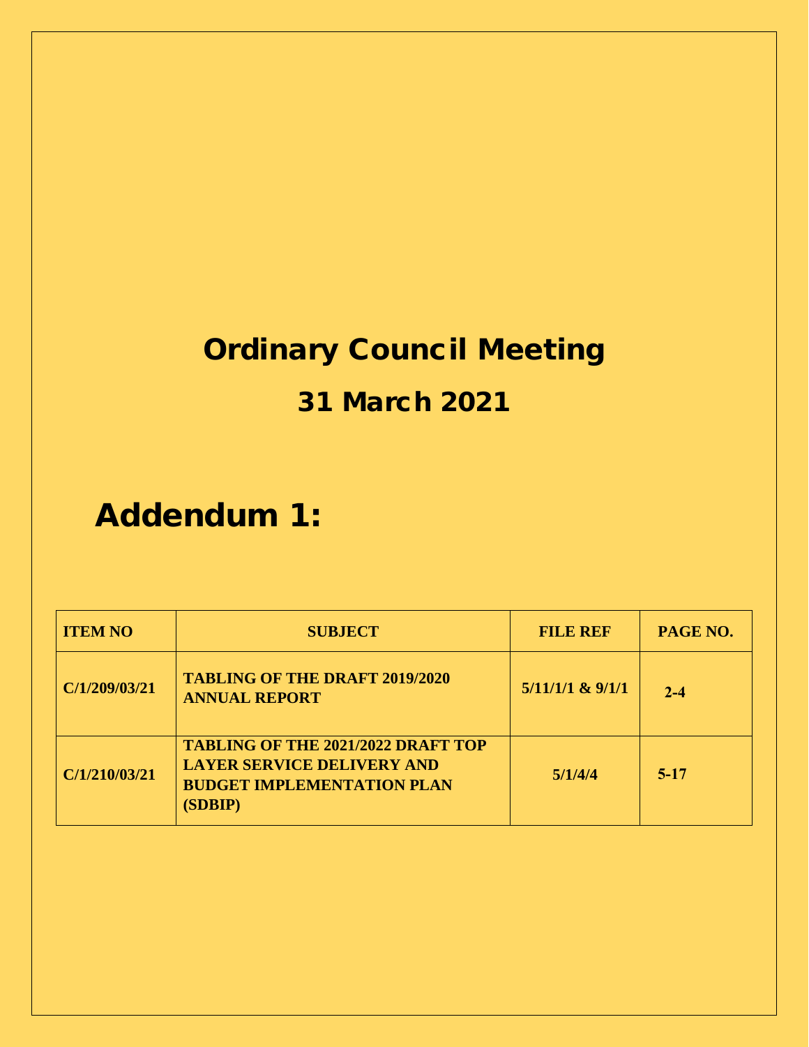# Ordinary Council Meeting

## 31 March 2021

# Addendum 1:

| ITEM NO | SUBJECT | FILE REF | PAGE NO. |
|---|---|---|---|
| C/1/209/03/21 | TABLING OF THE DRAFT 2019/2020 ANNUAL REPORT | 5/11/1/1 & 9/1/1 | 2-4 |
| C/1/210/03/21 | TABLING OF THE 2021/2022 DRAFT TOP LAYER SERVICE DELIVERY AND BUDGET IMPLEMENTATION PLAN (SDBIP) | 5/1/4/4 | 5-17 |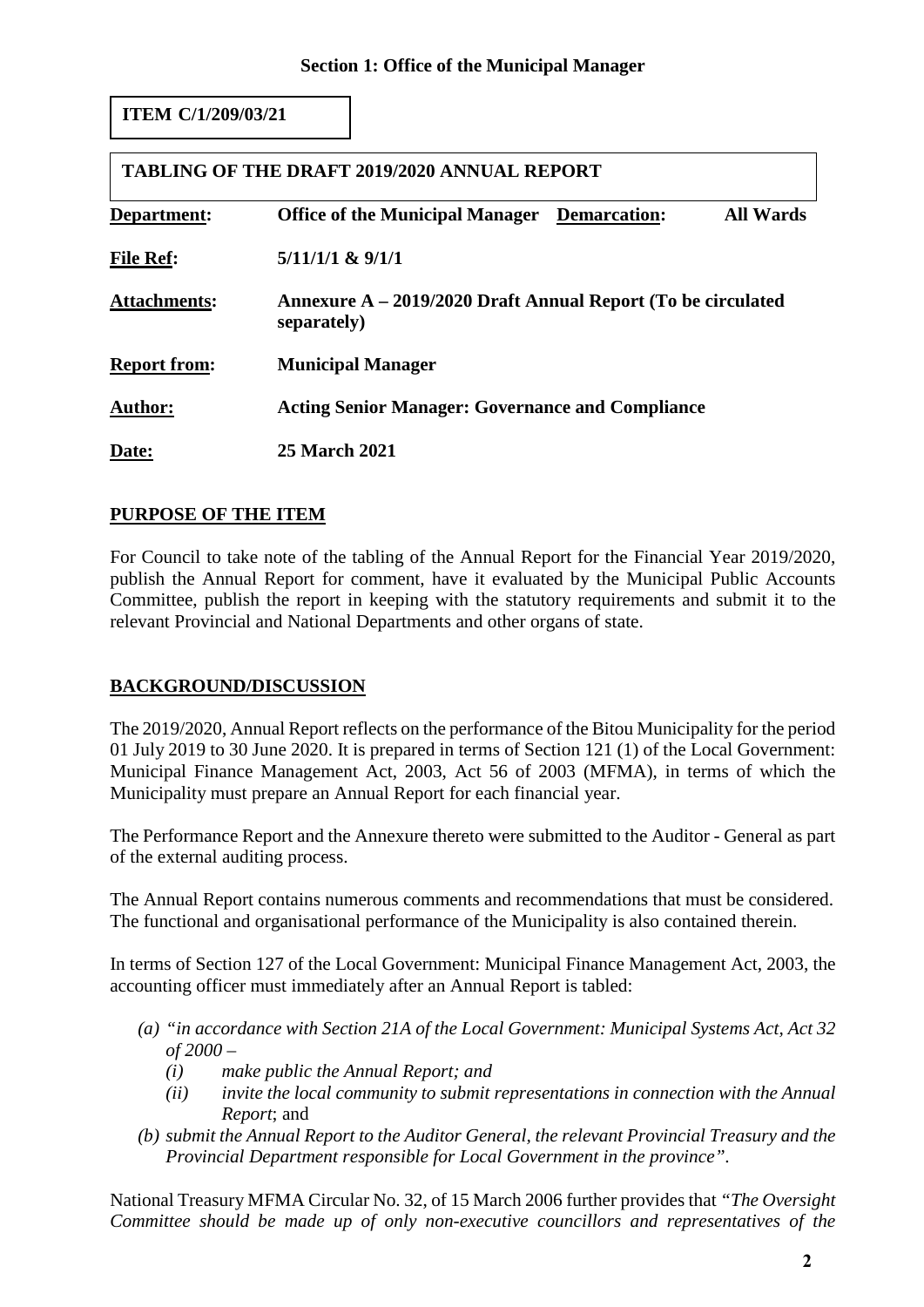**Section 1: Office of the Municipal Manager**

**ITEM C/1/209/03/21**

**TABLING OF THE DRAFT 2019/2020 ANNUAL REPORT**

| | | | |
|---|---|---|---|
| **Department:** | **Office of the Municipal Manager** | **Demarcation:** | **All Wards** |
| **File Ref:** | **5/11/1/1 & 9/1/1** | | |
| **Attachments:** | **Annexure A – 2019/2020 Draft Annual Report (To be circulated separately)** | | |
| **Report from:** | **Municipal Manager** | | |
| **Author:** | **Acting Senior Manager: Governance and Compliance** | | |
| **Date:** | **25 March 2021** | | |

## PURPOSE OF THE ITEM

For Council to take note of the tabling of the Annual Report for the Financial Year 2019/2020, publish the Annual Report for comment, have it evaluated by the Municipal Public Accounts Committee, publish the report in keeping with the statutory requirements and submit it to the relevant Provincial and National Departments and other organs of state.

## BACKGROUND/DISCUSSION

The 2019/2020, Annual Report reflects on the performance of the Bitou Municipality for the period 01 July 2019 to 30 June 2020. It is prepared in terms of Section 121 (1) of the Local Government: Municipal Finance Management Act, 2003, Act 56 of 2003 (MFMA), in terms of which the Municipality must prepare an Annual Report for each financial year.

The Performance Report and the Annexure thereto were submitted to the Auditor - General as part of the external auditing process.

The Annual Report contains numerous comments and recommendations that must be considered. The functional and organisational performance of the Municipality is also contained therein.

In terms of Section 127 of the Local Government: Municipal Finance Management Act, 2003, the accounting officer must immediately after an Annual Report is tabled:

*(a) "in accordance with Section 21A of the Local Government: Municipal Systems Act, Act 32 of 2000 –*
  - *(i) make public the Annual Report; and*
  - *(ii) invite the local community to submit representations in connection with the Annual Report*; and

*(b) submit the Annual Report to the Auditor General, the relevant Provincial Treasury and the Provincial Department responsible for Local Government in the province".*

National Treasury MFMA Circular No. 32, of 15 March 2006 further provides that *"The Oversight Committee should be made up of only non-executive councillors and representatives of the*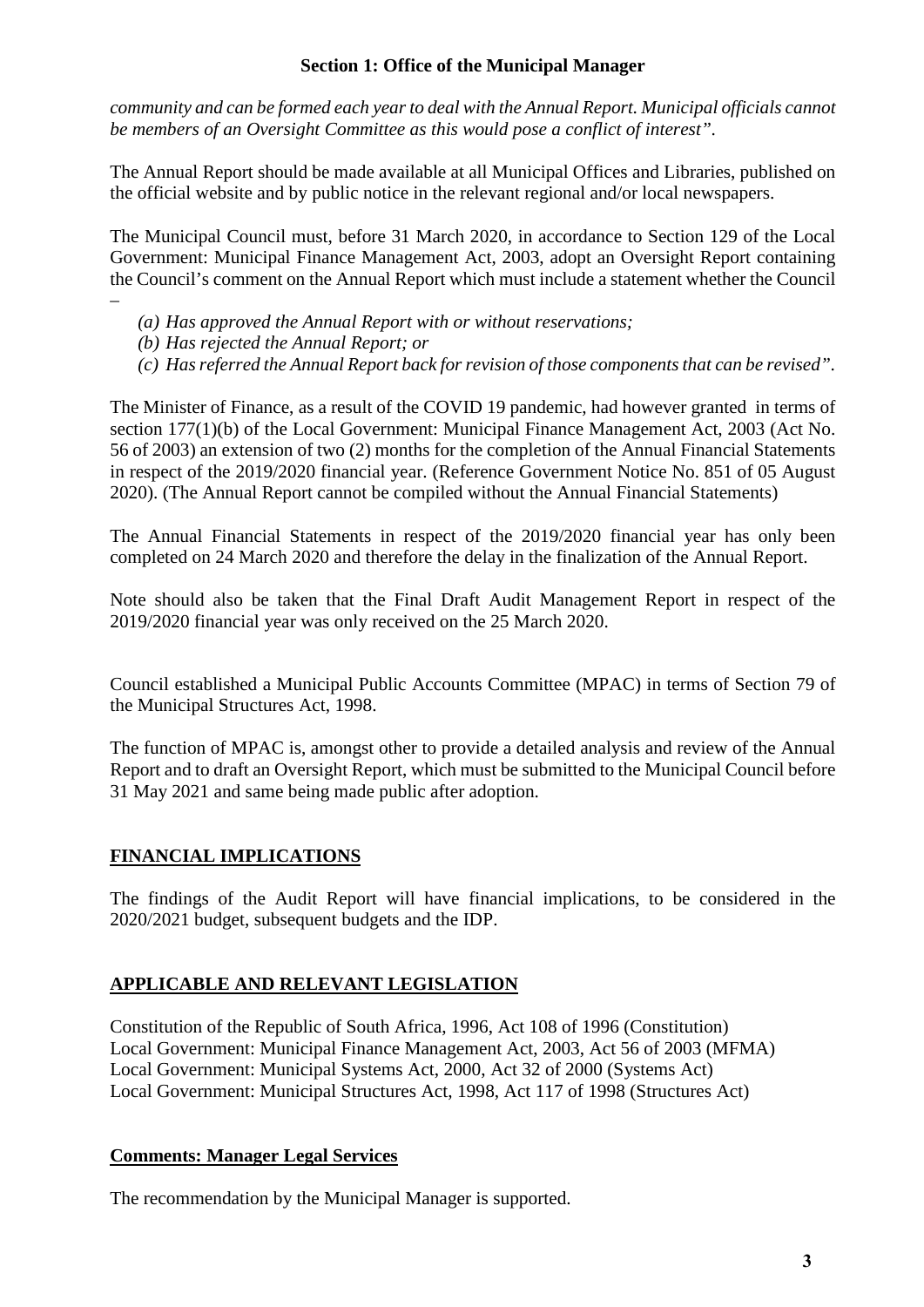*community and can be formed each year to deal with the Annual Report. Municipal officials cannot be members of an Oversight Committee as this would pose a conflict of interest".*

The Annual Report should be made available at all Municipal Offices and Libraries, published on the official website and by public notice in the relevant regional and/or local newspapers.

The Municipal Council must, before 31 March 2020, in accordance to Section 129 of the Local Government: Municipal Finance Management Act, 2003, adopt an Oversight Report containing the Council's comment on the Annual Report which must include a statement whether the Council –

*(a) Has approved the Annual Report with or without reservations;*
*(b) Has rejected the Annual Report; or*
*(c) Has referred the Annual Report back for revision of those components that can be revised".*

The Minister of Finance, as a result of the COVID 19 pandemic, had however granted in terms of section 177(1)(b) of the Local Government: Municipal Finance Management Act, 2003 (Act No. 56 of 2003) an extension of two (2) months for the completion of the Annual Financial Statements in respect of the 2019/2020 financial year. (Reference Government Notice No. 851 of 05 August 2020). (The Annual Report cannot be compiled without the Annual Financial Statements)

The Annual Financial Statements in respect of the 2019/2020 financial year has only been completed on 24 March 2020 and therefore the delay in the finalization of the Annual Report.

Note should also be taken that the Final Draft Audit Management Report in respect of the 2019/2020 financial year was only received on the 25 March 2020.

Council established a Municipal Public Accounts Committee (MPAC) in terms of Section 79 of the Municipal Structures Act, 1998.

The function of MPAC is, amongst other to provide a detailed analysis and review of the Annual Report and to draft an Oversight Report, which must be submitted to the Municipal Council before 31 May 2021 and same being made public after adoption.

## FINANCIAL IMPLICATIONS

The findings of the Audit Report will have financial implications, to be considered in the 2020/2021 budget, subsequent budgets and the IDP.

## APPLICABLE AND RELEVANT LEGISLATION

Constitution of the Republic of South Africa, 1996, Act 108 of 1996 (Constitution)
Local Government: Municipal Finance Management Act, 2003, Act 56 of 2003 (MFMA)
Local Government: Municipal Systems Act, 2000, Act 32 of 2000 (Systems Act)
Local Government: Municipal Structures Act, 1998, Act 117 of 1998 (Structures Act)

## Comments: Manager Legal Services

The recommendation by the Municipal Manager is supported.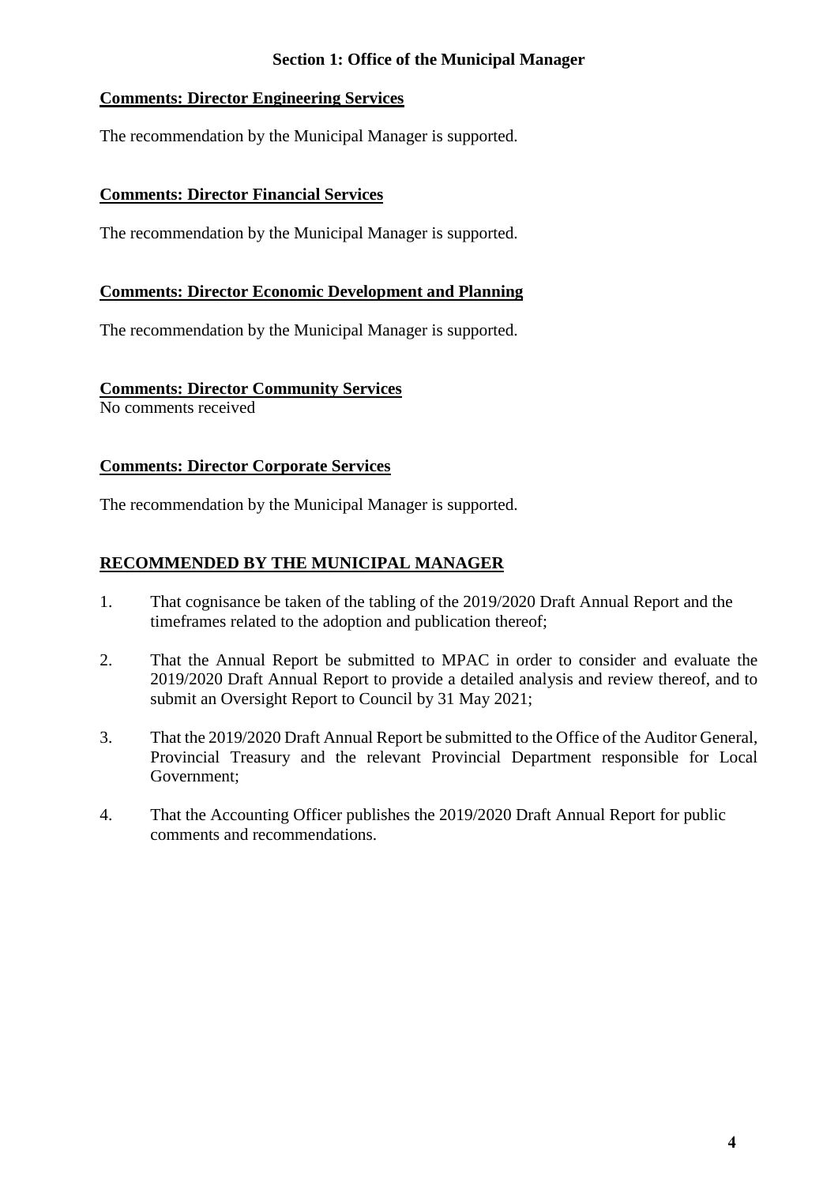**Section 1: Office of the Municipal Manager**

**Comments: Director Engineering Services**

The recommendation by the Municipal Manager is supported.

**Comments: Director Financial Services**

The recommendation by the Municipal Manager is supported.

**Comments: Director Economic Development and Planning**

The recommendation by the Municipal Manager is supported.

**Comments: Director Community Services**

No comments received

**Comments: Director Corporate Services**

The recommendation by the Municipal Manager is supported.

**RECOMMENDED BY THE MUNICIPAL MANAGER**

1. That cognisance be taken of the tabling of the 2019/2020 Draft Annual Report and the timeframes related to the adoption and publication thereof;

2. That the Annual Report be submitted to MPAC in order to consider and evaluate the 2019/2020 Draft Annual Report to provide a detailed analysis and review thereof, and to submit an Oversight Report to Council by 31 May 2021;

3. That the 2019/2020 Draft Annual Report be submitted to the Office of the Auditor General, Provincial Treasury and the relevant Provincial Department responsible for Local Government;

4. That the Accounting Officer publishes the 2019/2020 Draft Annual Report for public comments and recommendations.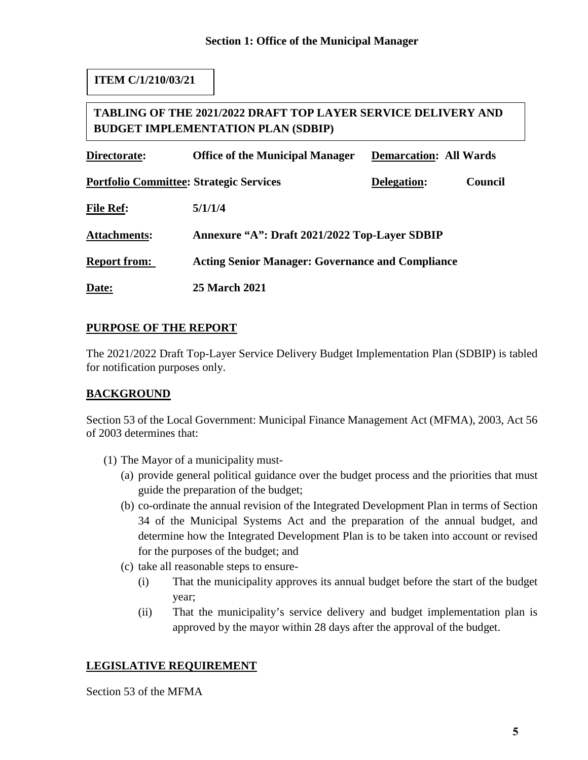## Section 1: Office of the Municipal Manager

**ITEM C/1/210/03/21**

**TABLING OF THE 2021/2022 DRAFT TOP LAYER SERVICE DELIVERY AND BUDGET IMPLEMENTATION PLAN (SDBIP)**

| | | | |
|---|---|---|---|
| **Directorate:** | **Office of the Municipal Manager** | **Demarcation:** | **All Wards** |
| **Portfolio Committee:** | **Strategic Services** | **Delegation:** | **Council** |
| **File Ref:** | **5/1/1/4** | | |
| **Attachments:** | **Annexure "A": Draft 2021/2022 Top-Layer SDBIP** | | |
| **Report from:** | **Acting Senior Manager: Governance and Compliance** | | |
| **Date:** | **25 March 2021** | | |

### PURPOSE OF THE REPORT

The 2021/2022 Draft Top-Layer Service Delivery Budget Implementation Plan (SDBIP) is tabled for notification purposes only.

### BACKGROUND

Section 53 of the Local Government: Municipal Finance Management Act (MFMA), 2003, Act 56 of 2003 determines that:

(1) The Mayor of a municipality must-
  - (a) provide general political guidance over the budget process and the priorities that must guide the preparation of the budget;
  - (b) co-ordinate the annual revision of the Integrated Development Plan in terms of Section 34 of the Municipal Systems Act and the preparation of the annual budget, and determine how the Integrated Development Plan is to be taken into account or revised for the purposes of the budget; and
  - (c) take all reasonable steps to ensure-
    - (i) That the municipality approves its annual budget before the start of the budget year;
    - (ii) That the municipality's service delivery and budget implementation plan is approved by the mayor within 28 days after the approval of the budget.

### LEGISLATIVE REQUIREMENT

Section 53 of the MFMA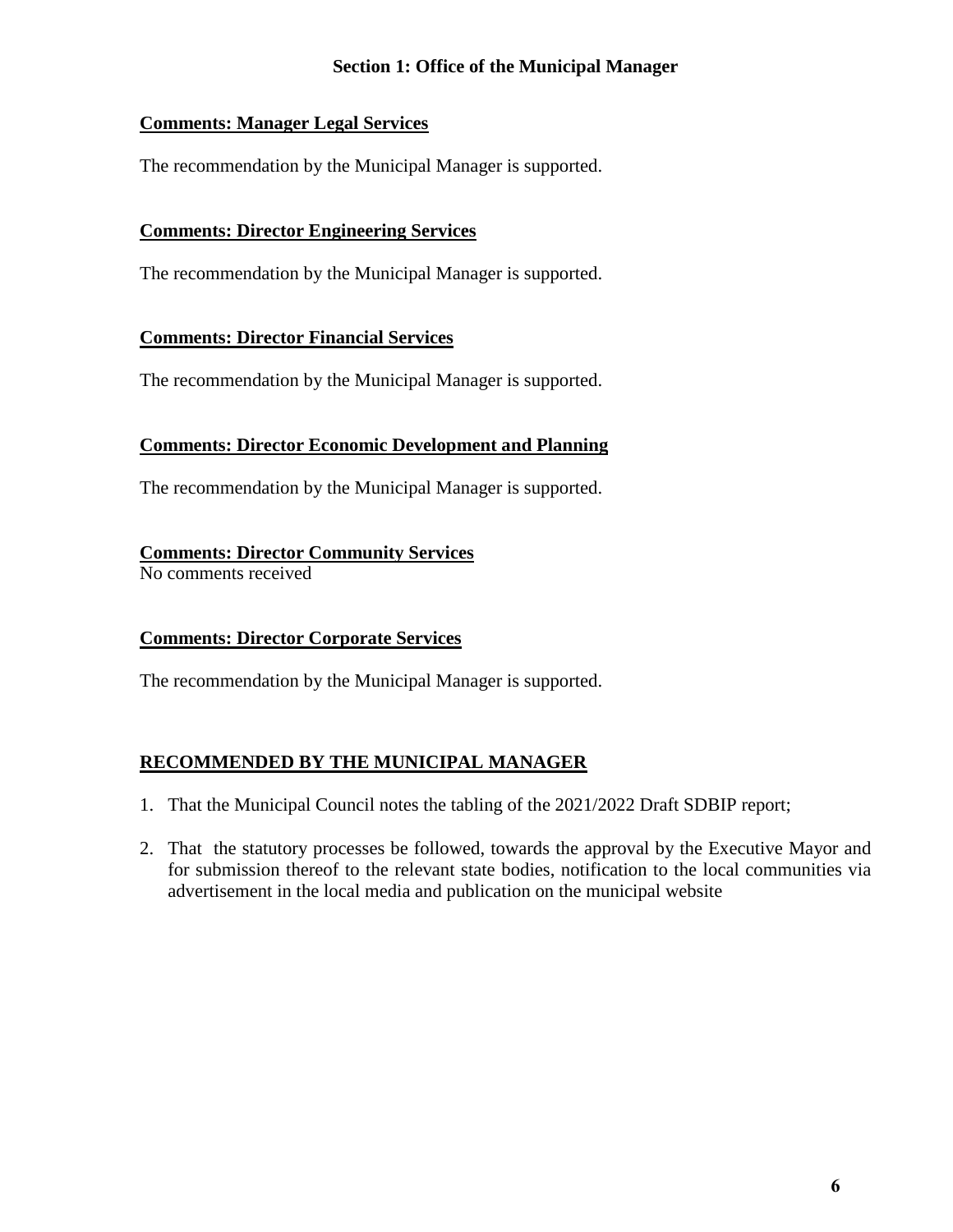**Section 1: Office of the Municipal Manager**

**Comments: Manager Legal Services**

The recommendation by the Municipal Manager is supported.

**Comments: Director Engineering Services**

The recommendation by the Municipal Manager is supported.

**Comments: Director Financial Services**

The recommendation by the Municipal Manager is supported.

**Comments: Director Economic Development and Planning**

The recommendation by the Municipal Manager is supported.

**Comments: Director Community Services**

No comments received

**Comments: Director Corporate Services**

The recommendation by the Municipal Manager is supported.

**RECOMMENDED BY THE MUNICIPAL MANAGER**

1. That the Municipal Council notes the tabling of the 2021/2022 Draft SDBIP report;
2. That the statutory processes be followed, towards the approval by the Executive Mayor and for submission thereof to the relevant state bodies, notification to the local communities via advertisement in the local media and publication on the municipal website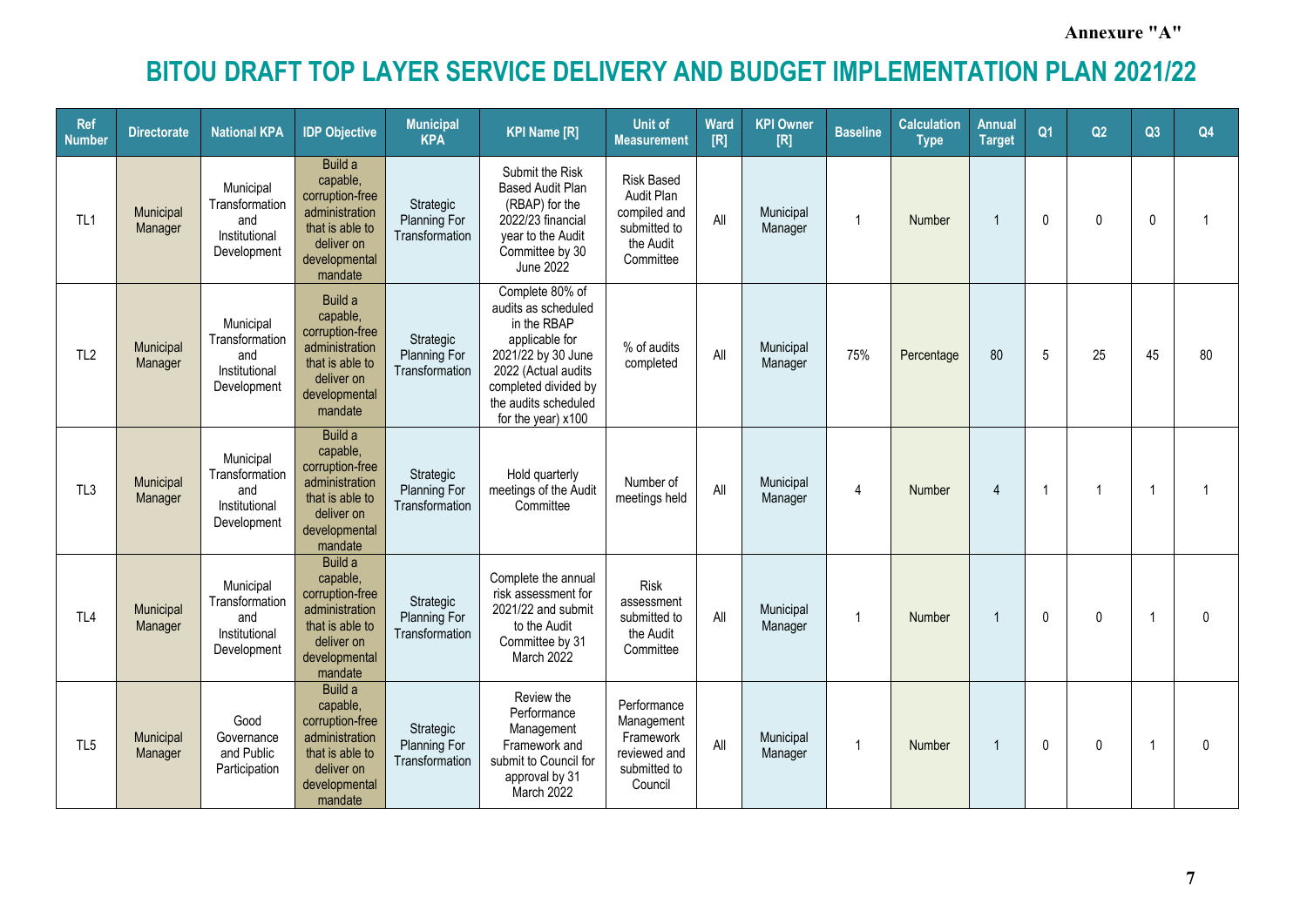Annexure "A"

# BITOU DRAFT TOP LAYER SERVICE DELIVERY AND BUDGET IMPLEMENTATION PLAN 2021/22

| Ref Number | Directorate | National KPA | IDP Objective | Municipal KPA | KPI Name [R] | Unit of Measurement | Ward [R] | KPI Owner [R] | Baseline | Calculation Type | Annual Target | Q1 | Q2 | Q3 | Q4 |
|---|---|---|---|---|---|---|---|---|---|---|---|---|---|---|---|
| TL1 | Municipal Manager | Municipal Transformation and Institutional Development | Build a capable, corruption-free administration that is able to deliver on developmental mandate | Strategic Planning For Transformation | Submit the Risk Based Audit Plan (RBAP) for the 2022/23 financial year to the Audit Committee by 30 June 2022 | Risk Based Audit Plan compiled and submitted to the Audit Committee | All | Municipal Manager | 1 | Number | 1 | 0 | 0 | 0 | 1 |
| TL2 | Municipal Manager | Municipal Transformation and Institutional Development | Build a capable, corruption-free administration that is able to deliver on developmental mandate | Strategic Planning For Transformation | Complete 80% of audits as scheduled in the RBAP applicable for 2021/22 by 30 June 2022 (Actual audits completed divided by the audits scheduled for the year) x100 | % of audits completed | All | Municipal Manager | 75% | Percentage | 80 | 5 | 25 | 45 | 80 |
| TL3 | Municipal Manager | Municipal Transformation and Institutional Development | Build a capable, corruption-free administration that is able to deliver on developmental mandate | Strategic Planning For Transformation | Hold quarterly meetings of the Audit Committee | Number of meetings held | All | Municipal Manager | 4 | Number | 4 | 1 | 1 | 1 | 1 |
| TL4 | Municipal Manager | Municipal Transformation and Institutional Development | Build a capable, corruption-free administration that is able to deliver on developmental mandate | Strategic Planning For Transformation | Complete the annual risk assessment for 2021/22 and submit to the Audit Committee by 31 March 2022 | Risk assessment submitted to the Audit Committee | All | Municipal Manager | 1 | Number | 1 | 0 | 0 | 1 | 0 |
| TL5 | Municipal Manager | Good Governance and Public Participation | Build a capable, corruption-free administration that is able to deliver on developmental mandate | Strategic Planning For Transformation | Review the Performance Management Framework and submit to Council for approval by 31 March 2022 | Performance Management Framework reviewed and submitted to Council | All | Municipal Manager | 1 | Number | 1 | 0 | 0 | 1 | 0 |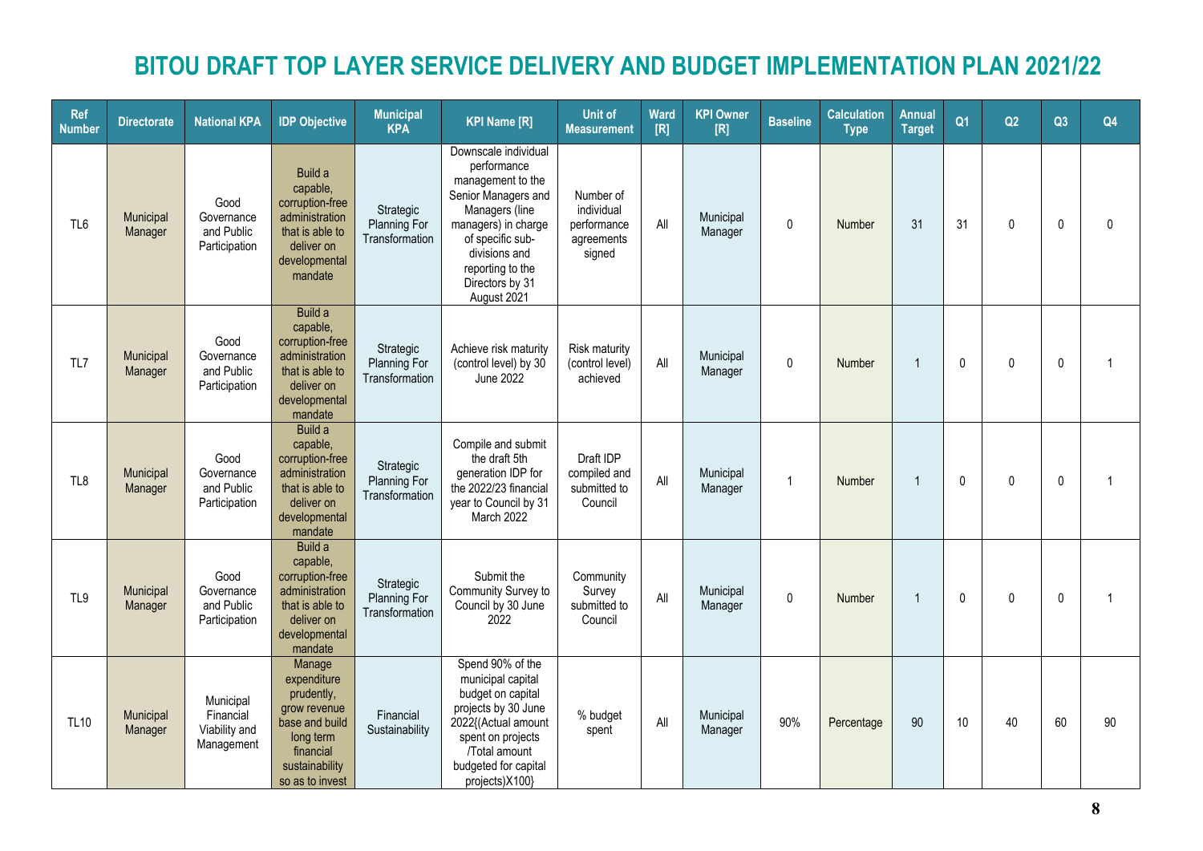# BITOU DRAFT TOP LAYER SERVICE DELIVERY AND BUDGET IMPLEMENTATION PLAN 2021/22

| Ref Number | Directorate | National KPA | IDP Objective | Municipal KPA | KPI Name [R] | Unit of Measurement | Ward [R] | KPI Owner [R] | Baseline | Calculation Type | Annual Target | Q1 | Q2 | Q3 | Q4 |
|---|---|---|---|---|---|---|---|---|---|---|---|---|---|---|---|
| TL6 | Municipal Manager | Good Governance and Public Participation | Build a capable, corruption-free administration that is able to deliver on developmental mandate | Strategic Planning For Transformation | Downscale individual performance management to the Senior Managers and Managers (line managers) in charge of specific sub-divisions and reporting to the Directors by 31 August 2021 | Number of individual performance agreements signed | All | Municipal Manager | 0 | Number | 31 | 31 | 0 | 0 | 0 |
| TL7 | Municipal Manager | Good Governance and Public Participation | Build a capable, corruption-free administration that is able to deliver on developmental mandate | Strategic Planning For Transformation | Achieve risk maturity (control level) by 30 June 2022 | Risk maturity (control level) achieved | All | Municipal Manager | 0 | Number | 1 | 0 | 0 | 0 | 1 |
| TL8 | Municipal Manager | Good Governance and Public Participation | Build a capable, corruption-free administration that is able to deliver on developmental mandate | Strategic Planning For Transformation | Compile and submit the draft 5th generation IDP for the 2022/23 financial year to Council by 31 March 2022 | Draft IDP compiled and submitted to Council | All | Municipal Manager | 1 | Number | 1 | 0 | 0 | 0 | 1 |
| TL9 | Municipal Manager | Good Governance and Public Participation | Build a capable, corruption-free administration that is able to deliver on developmental mandate | Strategic Planning For Transformation | Submit the Community Survey to Council by 30 June 2022 | Community Survey submitted to Council | All | Municipal Manager | 0 | Number | 1 | 0 | 0 | 0 | 1 |
| TL10 | Municipal Manager | Municipal Financial Viability and Management | Manage expenditure prudently, grow revenue base and build long term financial sustainability so as to invest | Financial Sustainability | Spend 90% of the municipal capital budget on capital projects by 30 June 2022{(Actual amount spent on projects /Total amount budgeted for capital projects)X100} | % budget spent | All | Municipal Manager | 90% | Percentage | 90 | 10 | 40 | 60 | 90 |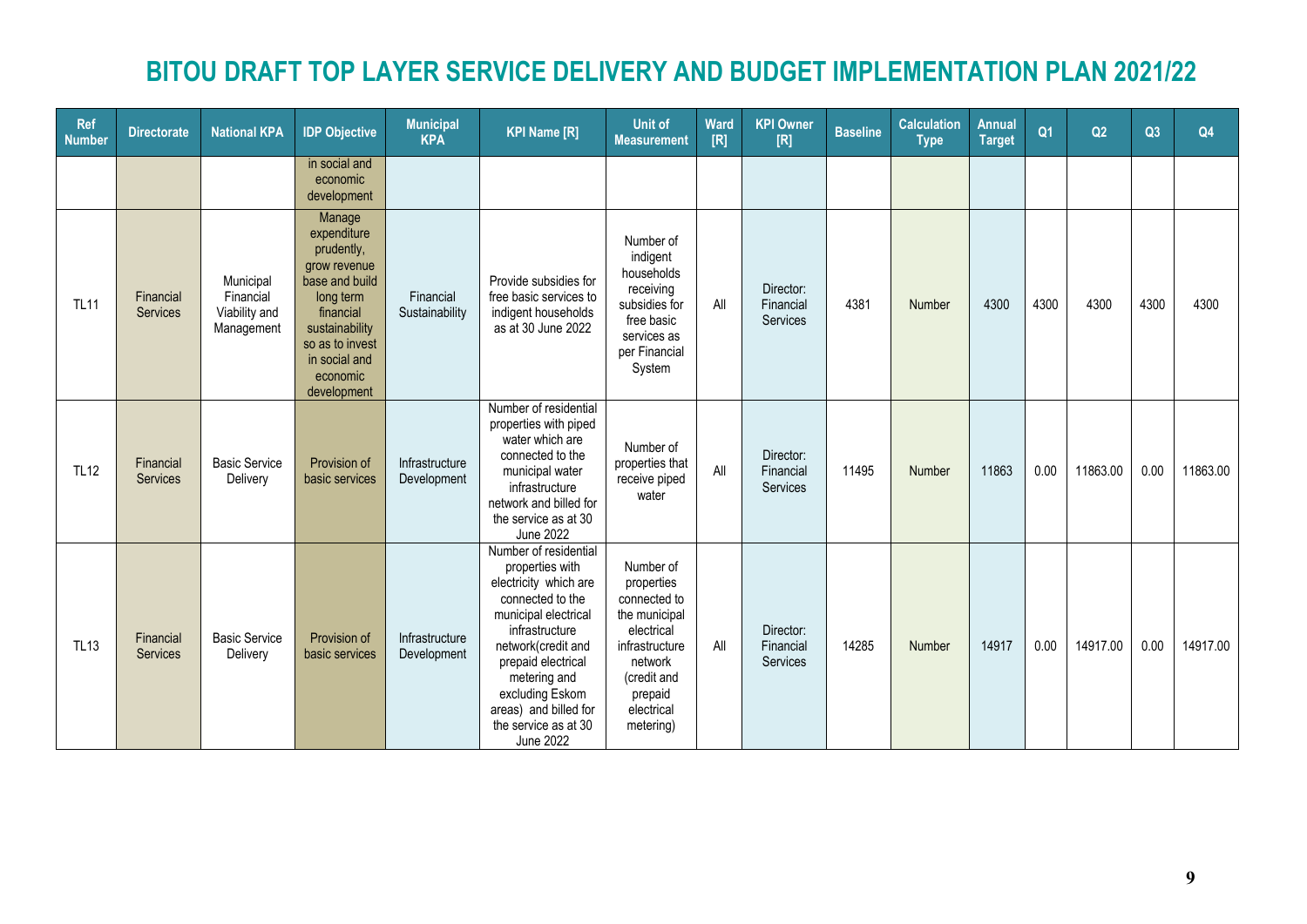# BITOU DRAFT TOP LAYER SERVICE DELIVERY AND BUDGET IMPLEMENTATION PLAN 2021/22

| Ref Number | Directorate | National KPA | IDP Objective | Municipal KPA | KPI Name [R] | Unit of Measurement | Ward [R] | KPI Owner [R] | Baseline | Calculation Type | Annual Target | Q1 | Q2 | Q3 | Q4 |
|---|---|---|---|---|---|---|---|---|---|---|---|---|---|---|---|
| | | | in social and economic development | | | | | | | | | | | | |
| TL11 | Financial Services | Municipal Financial Viability and Management | Manage expenditure prudently, grow revenue base and build long term financial sustainability so as to invest in social and economic development | Financial Sustainability | Provide subsidies for free basic services to indigent households as at 30 June 2022 | Number of indigent households receiving subsidies for free basic services as per Financial System | All | Director: Financial Services | 4381 | Number | 4300 | 4300 | 4300 | 4300 | 4300 |
| TL12 | Financial Services | Basic Service Delivery | Provision of basic services | Infrastructure Development | Number of residential properties with piped water which are connected to the municipal water infrastructure network and billed for the service as at 30 June 2022 | Number of properties that receive piped water | All | Director: Financial Services | 11495 | Number | 11863 | 0.00 | 11863.00 | 0.00 | 11863.00 |
| TL13 | Financial Services | Basic Service Delivery | Provision of basic services | Infrastructure Development | Number of residential properties with electricity which are connected to the municipal electrical infrastructure network(credit and prepaid electrical metering and excluding Eskom areas) and billed for the service as at 30 June 2022 | Number of properties connected to the municipal electrical infrastructure network (credit and prepaid electrical metering) | All | Director: Financial Services | 14285 | Number | 14917 | 0.00 | 14917.00 | 0.00 | 14917.00 |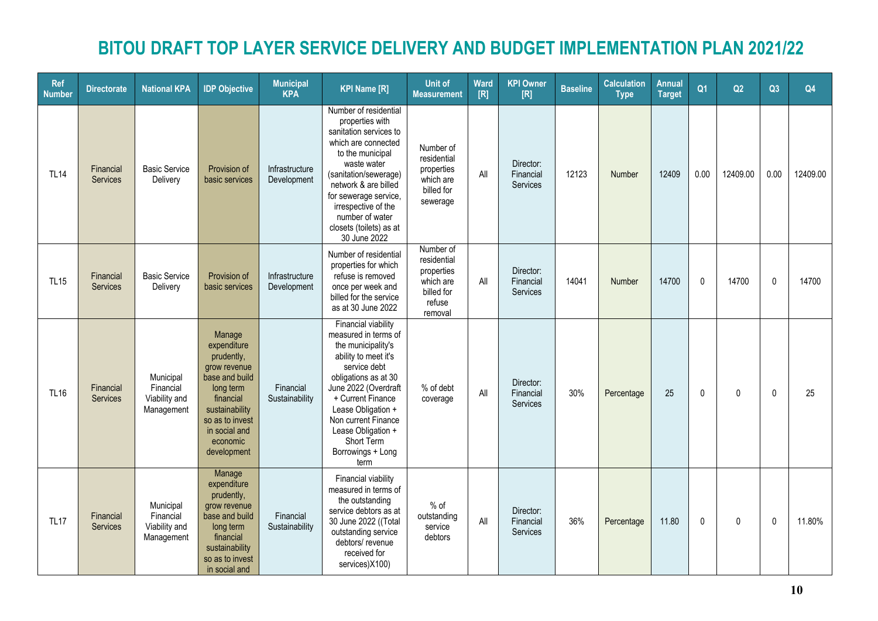# BITOU DRAFT TOP LAYER SERVICE DELIVERY AND BUDGET IMPLEMENTATION PLAN 2021/22

| Ref Number | Directorate | National KPA | IDP Objective | Municipal KPA | KPI Name [R] | Unit of Measurement | Ward [R] | KPI Owner [R] | Baseline | Calculation Type | Annual Target | Q1 | Q2 | Q3 | Q4 |
|---|---|---|---|---|---|---|---|---|---|---|---|---|---|---|---|
| TL14 | Financial Services | Basic Service Delivery | Provision of basic services | Infrastructure Development | Number of residential properties with sanitation services to which are connected to the municipal waste water (sanitation/sewerage) network & are billed for sewerage service, irrespective of the number of water closets (toilets) as at 30 June 2022 | Number of residential properties which are billed for sewerage | All | Director: Financial Services | 12123 | Number | 12409 | 0.00 | 12409.00 | 0.00 | 12409.00 |
| TL15 | Financial Services | Basic Service Delivery | Provision of basic services | Infrastructure Development | Number of residential properties for which refuse is removed once per week and billed for the service as at 30 June 2022 | Number of residential properties which are billed for refuse removal | All | Director: Financial Services | 14041 | Number | 14700 | 0 | 14700 | 0 | 14700 |
| TL16 | Financial Services | Municipal Financial Viability and Management | Manage expenditure prudently, grow revenue base and build long term financial sustainability so as to invest in social and economic development | Financial Sustainability | Financial viability measured in terms of the municipality's ability to meet it's service debt obligations as at 30 June 2022 (Overdraft + Current Finance Lease Obligation + Non current Finance Lease Obligation + Short Term Borrowings + Long term | % of debt coverage | All | Director: Financial Services | 30% | Percentage | 25 | 0 | 0 | 0 | 25 |
| TL17 | Financial Services | Municipal Financial Viability and Management | Manage expenditure prudently, grow revenue base and build long term financial sustainability so as to invest in social and | Financial Sustainability | Financial viability measured in terms of the outstanding service debtors as at 30 June 2022 ((Total outstanding service debtors/ revenue received for services)X100) | % of outstanding service debtors | All | Director: Financial Services | 36% | Percentage | 11.80 | 0 | 0 | 0 | 11.80% |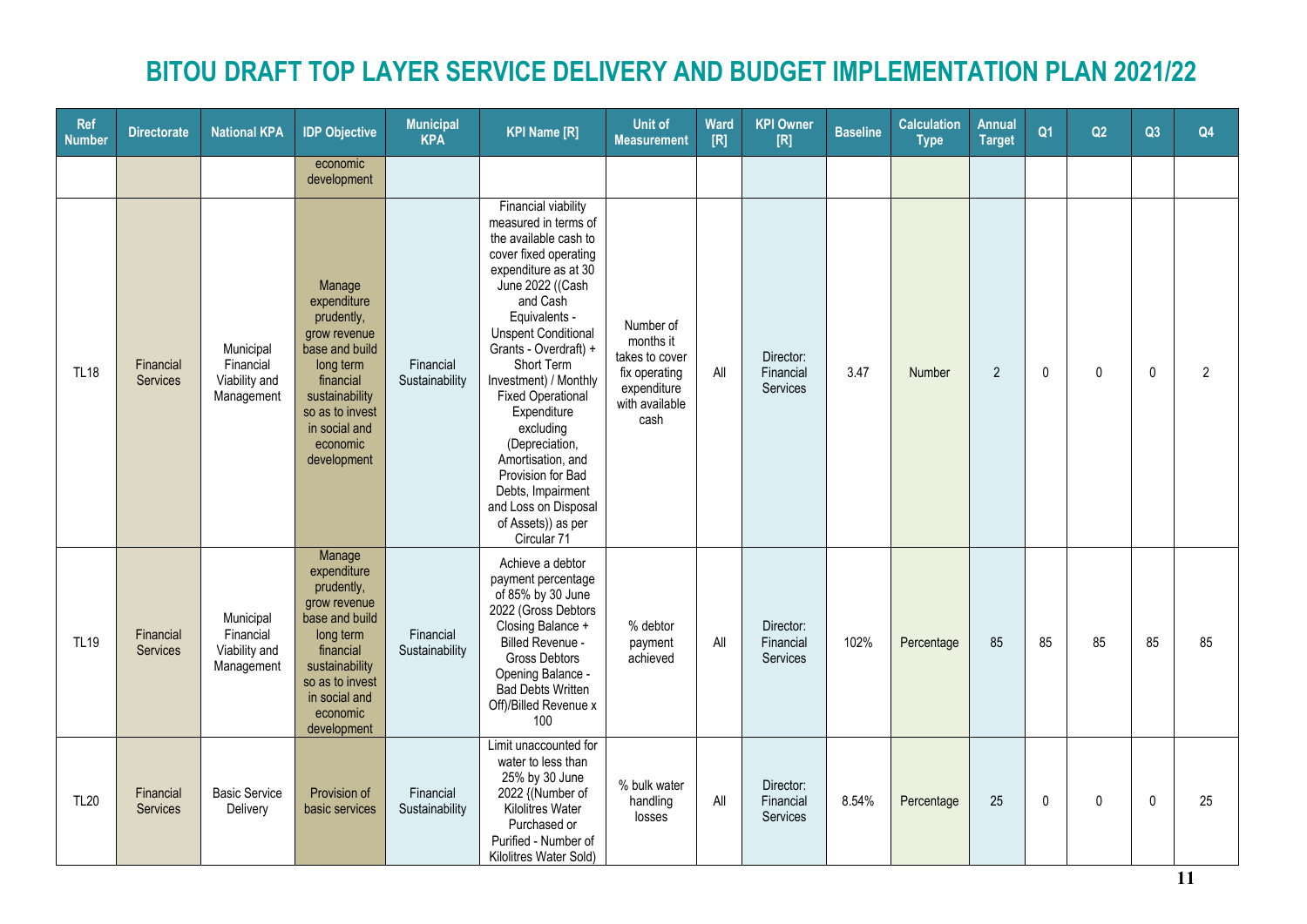# BITOU DRAFT TOP LAYER SERVICE DELIVERY AND BUDGET IMPLEMENTATION PLAN 2021/22

| Ref Number | Directorate | National KPA | IDP Objective | Municipal KPA | KPI Name [R] | Unit of Measurement | Ward [R] | KPI Owner [R] | Baseline | Calculation Type | Annual Target | Q1 | Q2 | Q3 | Q4 |
|---|---|---|---|---|---|---|---|---|---|---|---|---|---|---|---|
| | | | economic development | | | | | | | | | | | | |
| TL18 | Financial Services | Municipal Financial Viability and Management | Manage expenditure prudently, grow revenue base and build long term financial sustainability so as to invest in social and economic development | Financial Sustainability | Financial viability measured in terms of the available cash to cover fixed operating expenditure as at 30 June 2022 ((Cash and Cash Equivalents - Unspent Conditional Grants - Overdraft) + Short Term Investment) / Monthly Fixed Operational Expenditure excluding (Depreciation, Amortisation, and Provision for Bad Debts, Impairment and Loss on Disposal of Assets)) as per Circular 71 | Number of months it takes to cover fix operating expenditure with available cash | All | Director: Financial Services | 3.47 | Number | 2 | 0 | 0 | 0 | 2 |
| TL19 | Financial Services | Municipal Financial Viability and Management | Manage expenditure prudently, grow revenue base and build long term financial sustainability so as to invest in social and economic development | Financial Sustainability | Achieve a debtor payment percentage of 85% by 30 June 2022 (Gross Debtors Closing Balance + Billed Revenue - Gross Debtors Opening Balance - Bad Debts Written Off)/Billed Revenue x 100 | % debtor payment achieved | All | Director: Financial Services | 102% | Percentage | 85 | 85 | 85 | 85 | 85 |
| TL20 | Financial Services | Basic Service Delivery | Provision of basic services | Financial Sustainability | Limit unaccounted for water to less than 25% by 30 June 2022 {(Number of Kilolitres Water Purchased or Purified - Number of Kilolitres Water Sold) | % bulk water handling losses | All | Director: Financial Services | 8.54% | Percentage | 25 | 0 | 0 | 0 | 25 |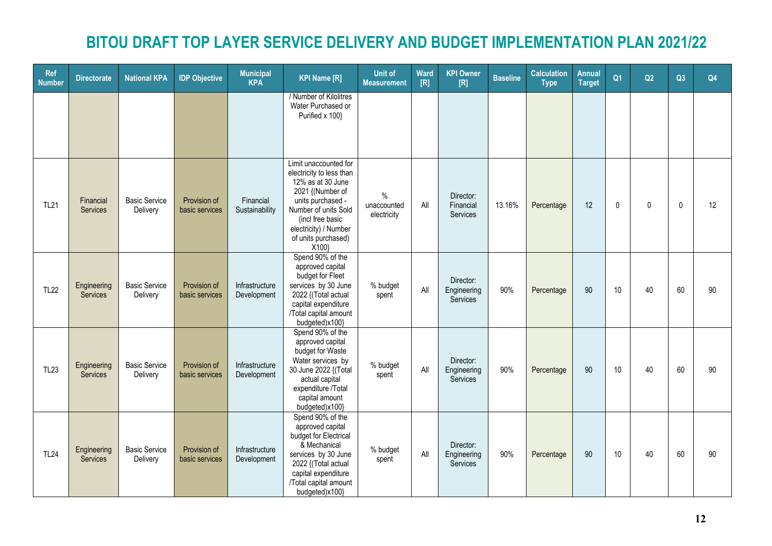# BITOU DRAFT TOP LAYER SERVICE DELIVERY AND BUDGET IMPLEMENTATION PLAN 2021/22

| Ref Number | Directorate | National KPA | IDP Objective | Municipal KPA | KPI Name [R] | Unit of Measurement | Ward [R] | KPI Owner [R] | Baseline | Calculation Type | Annual Target | Q1 | Q2 | Q3 | Q4 |
|---|---|---|---|---|---|---|---|---|---|---|---|---|---|---|---|
| | | | | | / Number of Kilolitres Water Purchased or Purified x 100} | | | | | | | | | | |
| TL21 | Financial Services | Basic Service Delivery | Provision of basic services | Financial Sustainability | Limit unaccounted for electricity to less than 12% as at 30 June 2021 {(Number of units purchased - Number of units Sold (incl free basic electricity) / Number of units purchased) X100} | % unaccounted electricity | All | Director: Financial Services | 13.16% | Percentage | 12 | 0 | 0 | 0 | 12 |
| TL22 | Engineering Services | Basic Service Delivery | Provision of basic services | Infrastructure Development | Spend 90% of the approved capital budget for Fleet services by 30 June 2022 {(Total actual capital expenditure /Total capital amount budgeted)x100} | % budget spent | All | Director: Engineering Services | 90% | Percentage | 90 | 10 | 40 | 60 | 90 |
| TL23 | Engineering Services | Basic Service Delivery | Provision of basic services | Infrastructure Development | Spend 90% of the approved capital budget for Waste Water services by 30 June 2022 {(Total actual capital expenditure /Total capital amount budgeted)x100} | % budget spent | All | Director: Engineering Services | 90% | Percentage | 90 | 10 | 40 | 60 | 90 |
| TL24 | Engineering Services | Basic Service Delivery | Provision of basic services | Infrastructure Development | Spend 90% of the approved capital budget for Electrical & Mechanical services by 30 June 2022 {(Total actual capital expenditure /Total capital amount budgeted)x100} | % budget spent | All | Director: Engineering Services | 90% | Percentage | 90 | 10 | 40 | 60 | 90 |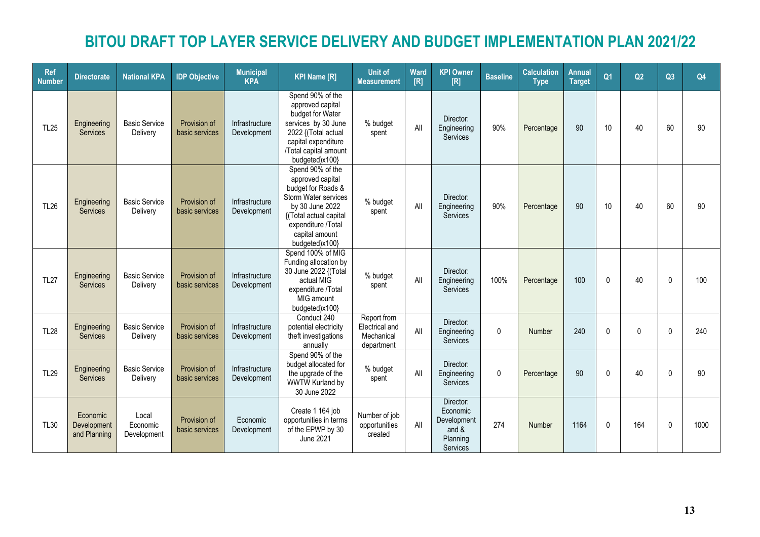# BITOU DRAFT TOP LAYER SERVICE DELIVERY AND BUDGET IMPLEMENTATION PLAN 2021/22

| Ref Number | Directorate | National KPA | IDP Objective | Municipal KPA | KPI Name [R] | Unit of Measurement | Ward [R] | KPI Owner [R] | Baseline | Calculation Type | Annual Target | Q1 | Q2 | Q3 | Q4 |
|---|---|---|---|---|---|---|---|---|---|---|---|---|---|---|---|
| TL25 | Engineering Services | Basic Service Delivery | Provision of basic services | Infrastructure Development | Spend 90% of the approved capital budget for Water services by 30 June 2022 {(Total actual capital expenditure /Total capital amount budgeted)x100} | % budget spent | All | Director: Engineering Services | 90% | Percentage | 90 | 10 | 40 | 60 | 90 |
| TL26 | Engineering Services | Basic Service Delivery | Provision of basic services | Infrastructure Development | Spend 90% of the approved capital budget for Roads & Storm Water services by 30 June 2022 {(Total actual capital expenditure /Total capital amount budgeted)x100} | % budget spent | All | Director: Engineering Services | 90% | Percentage | 90 | 10 | 40 | 60 | 90 |
| TL27 | Engineering Services | Basic Service Delivery | Provision of basic services | Infrastructure Development | Spend 100% of MIG Funding allocation by 30 June 2022 {(Total actual MIG expenditure /Total MIG amount budgeted)x100} | % budget spent | All | Director: Engineering Services | 100% | Percentage | 100 | 0 | 40 | 0 | 100 |
| TL28 | Engineering Services | Basic Service Delivery | Provision of basic services | Infrastructure Development | Conduct 240 potential electricity theft investigations annually | Report from Electrical and Mechanical department | All | Director: Engineering Services | 0 | Number | 240 | 0 | 0 | 0 | 240 |
| TL29 | Engineering Services | Basic Service Delivery | Provision of basic services | Infrastructure Development | Spend 90% of the budget allocated for the upgrade of the WWTW Kurland by 30 June 2022 | % budget spent | All | Director: Engineering Services | 0 | Percentage | 90 | 0 | 40 | 0 | 90 |
| TL30 | Economic Development and Planning | Local Economic Development | Provision of basic services | Economic Development | Create 1 164 job opportunities in terms of the EPWP by 30 June 2021 | Number of job opportunities created | All | Director: Economic Development and & Planning Services | 274 | Number | 1164 | 0 | 164 | 0 | 1000 |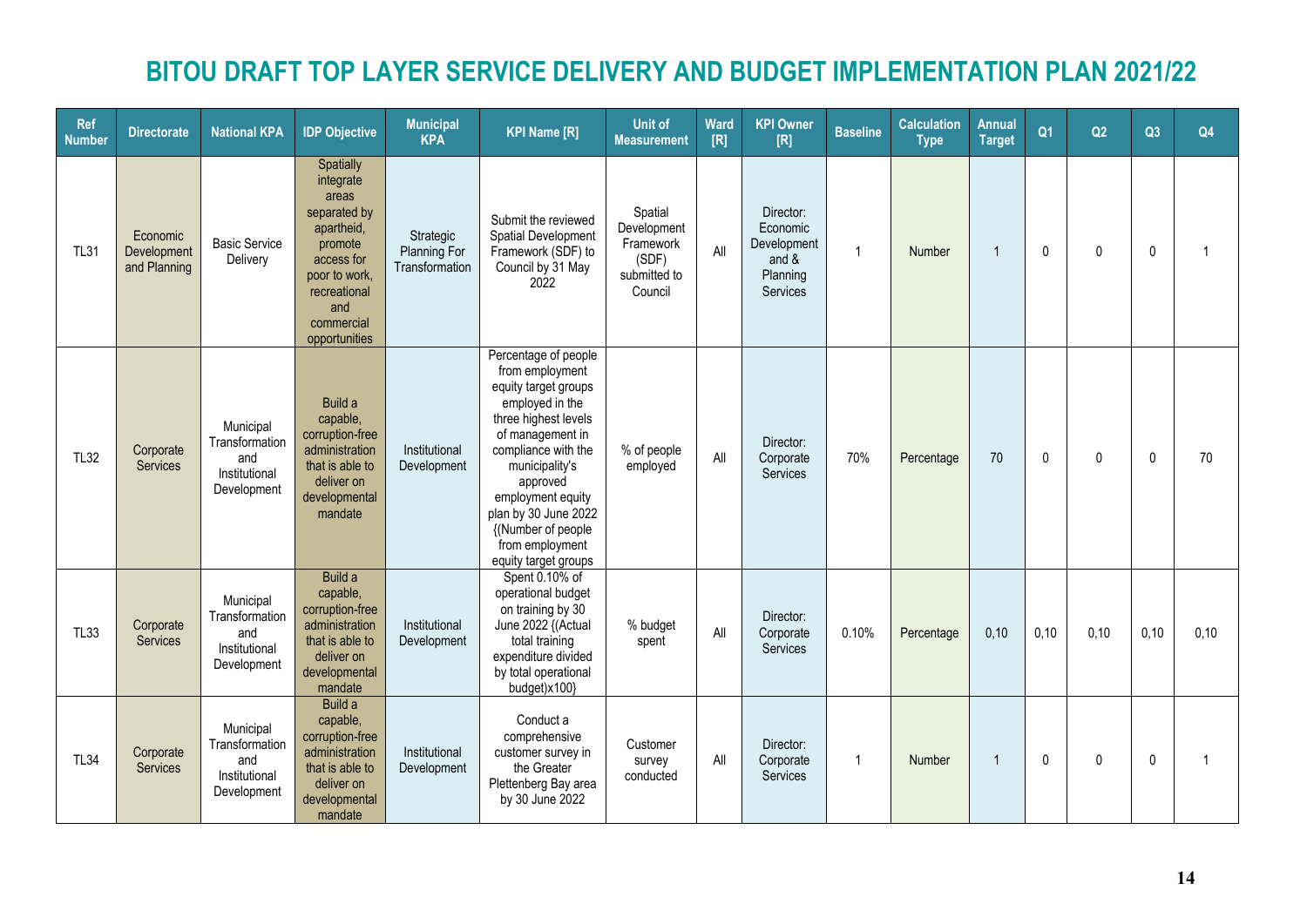# BITOU DRAFT TOP LAYER SERVICE DELIVERY AND BUDGET IMPLEMENTATION PLAN 2021/22

| Ref Number | Directorate | National KPA | IDP Objective | Municipal KPA | KPI Name [R] | Unit of Measurement | Ward [R] | KPI Owner [R] | Baseline | Calculation Type | Annual Target | Q1 | Q2 | Q3 | Q4 |
|---|---|---|---|---|---|---|---|---|---|---|---|---|---|---|---|
| TL31 | Economic Development and Planning | Basic Service Delivery | Spatially integrate areas separated by apartheid, promote access for poor to work, recreational and commercial opportunities | Strategic Planning For Transformation | Submit the reviewed Spatial Development Framework (SDF) to Council by 31 May 2022 | Spatial Development Framework (SDF) submitted to Council | All | Director: Economic Development and & Planning Services | 1 | Number | 1 | 0 | 0 | 0 | 1 |
| TL32 | Corporate Services | Municipal Transformation and Institutional Development | Build a capable, corruption-free administration that is able to deliver on developmental mandate | Institutional Development | Percentage of people from employment equity target groups employed in the three highest levels of management in compliance with the municipality's approved employment equity plan by 30 June 2022 {(Number of people from employment equity target groups | % of people employed | All | Director: Corporate Services | 70% | Percentage | 70 | 0 | 0 | 0 | 70 |
| TL33 | Corporate Services | Municipal Transformation and Institutional Development | Build a capable, corruption-free administration that is able to deliver on developmental mandate | Institutional Development | Spent 0.10% of operational budget on training by 30 June 2022 {(Actual total training expenditure divided by total operational budget)x100} | % budget spent | All | Director: Corporate Services | 0.10% | Percentage | 0,10 | 0,10 | 0,10 | 0,10 | 0,10 |
| TL34 | Corporate Services | Municipal Transformation and Institutional Development | Build a capable, corruption-free administration that is able to deliver on developmental mandate | Institutional Development | Conduct a comprehensive customer survey in the Greater Plettenberg Bay area by 30 June 2022 | Customer survey conducted | All | Director: Corporate Services | 1 | Number | 1 | 0 | 0 | 0 | 1 |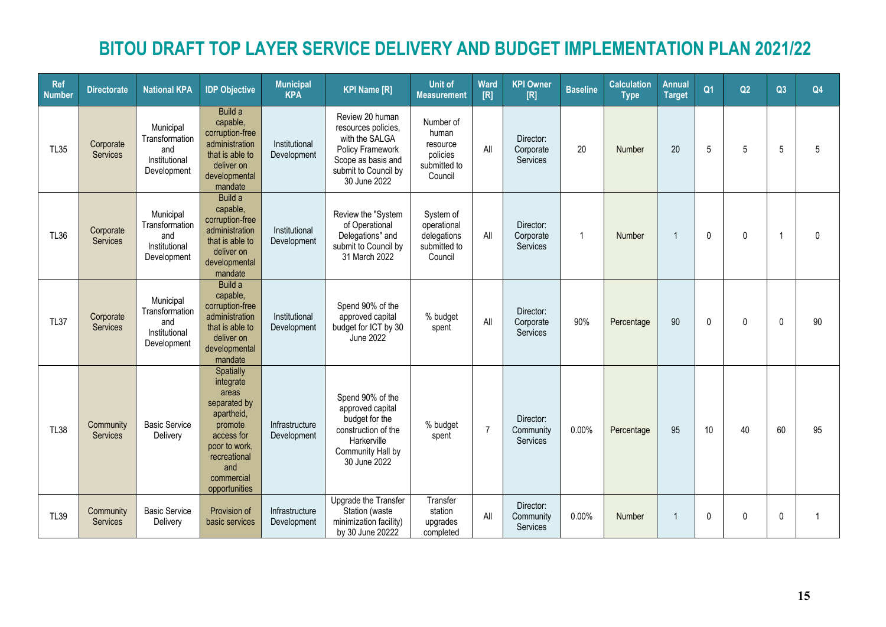# BITOU DRAFT TOP LAYER SERVICE DELIVERY AND BUDGET IMPLEMENTATION PLAN 2021/22

| Ref Number | Directorate | National KPA | IDP Objective | Municipal KPA | KPI Name [R] | Unit of Measurement | Ward [R] | KPI Owner [R] | Baseline | Calculation Type | Annual Target | Q1 | Q2 | Q3 | Q4 |
|---|---|---|---|---|---|---|---|---|---|---|---|---|---|---|---|
| TL35 | Corporate Services | Municipal Transformation and Institutional Development | Build a capable, corruption-free administration that is able to deliver on developmental mandate | Institutional Development | Review 20 human resources policies, with the SALGA Policy Framework Scope as basis and submit to Council by 30 June 2022 | Number of human resource policies submitted to Council | All | Director: Corporate Services | 20 | Number | 20 | 5 | 5 | 5 | 5 |
| TL36 | Corporate Services | Municipal Transformation and Institutional Development | Build a capable, corruption-free administration that is able to deliver on developmental mandate | Institutional Development | Review the "System of Operational Delegations" and submit to Council by 31 March 2022 | System of operational delegations submitted to Council | All | Director: Corporate Services | 1 | Number | 1 | 0 | 0 | 1 | 0 |
| TL37 | Corporate Services | Municipal Transformation and Institutional Development | Build a capable, corruption-free administration that is able to deliver on developmental mandate | Institutional Development | Spend 90% of the approved capital budget for ICT by 30 June 2022 | % budget spent | All | Director: Corporate Services | 90% | Percentage | 90 | 0 | 0 | 0 | 90 |
| TL38 | Community Services | Basic Service Delivery | Spatially integrate areas separated by apartheid, promote access for poor to work, recreational and commercial opportunities | Infrastructure Development | Spend 90% of the approved capital budget for the construction of the Harkerville Community Hall by 30 June 2022 | % budget spent | 7 | Director: Community Services | 0.00% | Percentage | 95 | 10 | 40 | 60 | 95 |
| TL39 | Community Services | Basic Service Delivery | Provision of basic services | Infrastructure Development | Upgrade the Transfer Station (waste minimization facility) by 30 June 20222 | Transfer station upgrades completed | All | Director: Community Services | 0.00% | Number | 1 | 0 | 0 | 0 | 1 |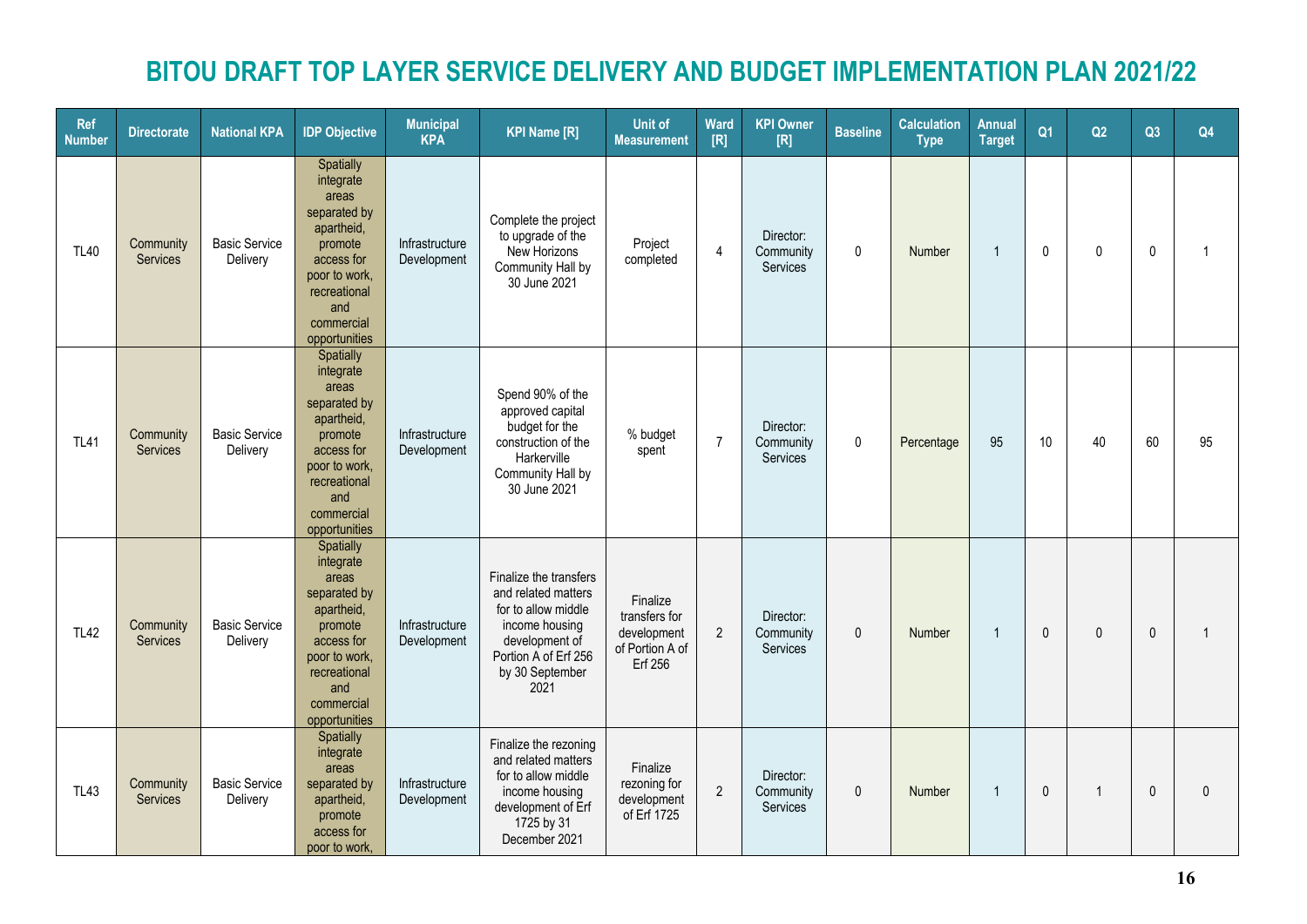# BITOU DRAFT TOP LAYER SERVICE DELIVERY AND BUDGET IMPLEMENTATION PLAN 2021/22

| Ref Number | Directorate | National KPA | IDP Objective | Municipal KPA | KPI Name [R] | Unit of Measurement | Ward [R] | KPI Owner [R] | Baseline | Calculation Type | Annual Target | Q1 | Q2 | Q3 | Q4 |
|---|---|---|---|---|---|---|---|---|---|---|---|---|---|---|---|
| TL40 | Community Services | Basic Service Delivery | Spatially integrate areas separated by apartheid, promote access for poor to work, recreational and commercial opportunities | Infrastructure Development | Complete the project to upgrade of the New Horizons Community Hall by 30 June 2021 | Project completed | 4 | Director: Community Services | 0 | Number | 1 | 0 | 0 | 0 | 1 |
| TL41 | Community Services | Basic Service Delivery | Spatially integrate areas separated by apartheid, promote access for poor to work, recreational and commercial opportunities | Infrastructure Development | Spend 90% of the approved capital budget for the construction of the Harkerville Community Hall by 30 June 2021 | % budget spent | 7 | Director: Community Services | 0 | Percentage | 95 | 10 | 40 | 60 | 95 |
| TL42 | Community Services | Basic Service Delivery | Spatially integrate areas separated by apartheid, promote access for poor to work, recreational and commercial opportunities | Infrastructure Development | Finalize the transfers and related matters for to allow middle income housing development of Portion A of Erf 256 by 30 September 2021 | Finalize transfers for development of Portion A of Erf 256 | 2 | Director: Community Services | 0 | Number | 1 | 0 | 0 | 0 | 1 |
| TL43 | Community Services | Basic Service Delivery | Spatially integrate areas separated by apartheid, promote access for poor to work, | Infrastructure Development | Finalize the rezoning and related matters for to allow middle income housing development of Erf 1725 by 31 December 2021 | Finalize rezoning for development of Erf 1725 | 2 | Director: Community Services | 0 | Number | 1 | 0 | 1 | 0 | 0 |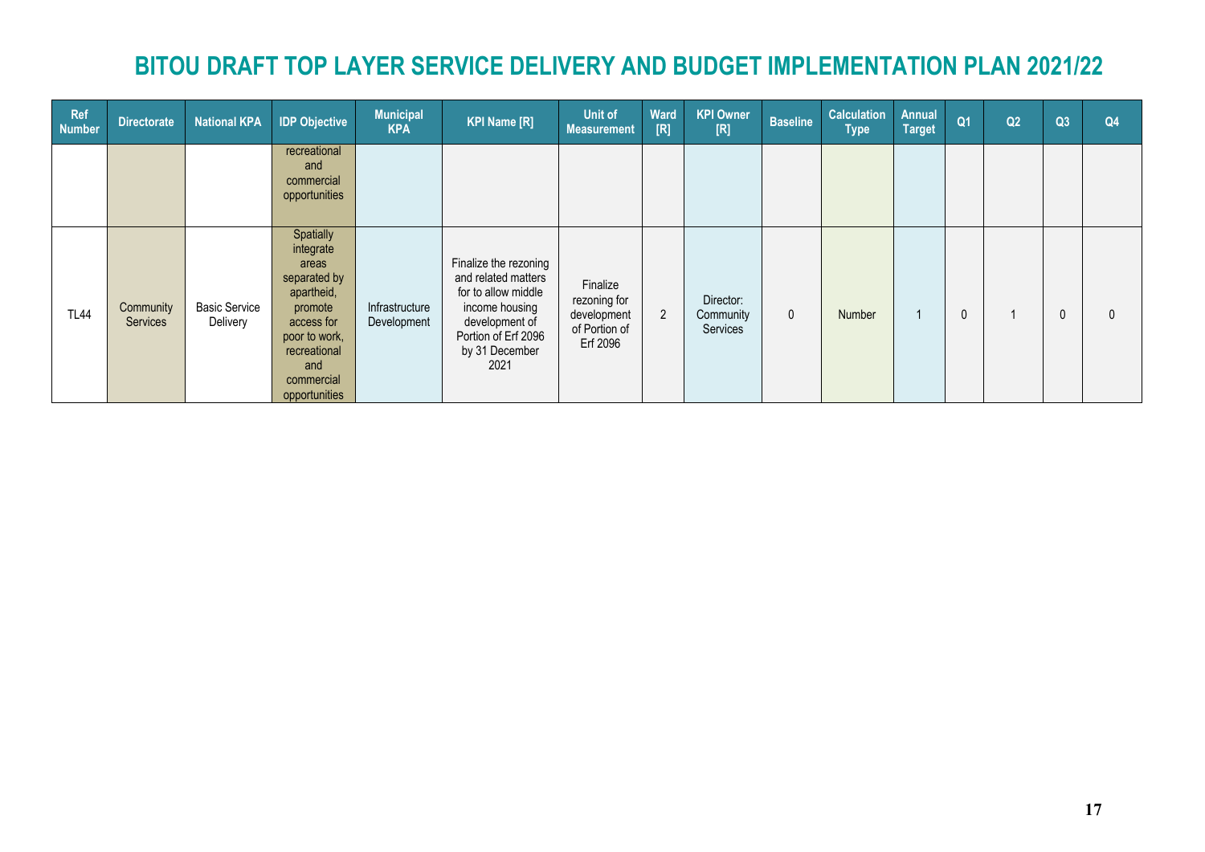# BITOU DRAFT TOP LAYER SERVICE DELIVERY AND BUDGET IMPLEMENTATION PLAN 2021/22

| Ref Number | Directorate | National KPA | IDP Objective | Municipal KPA | KPI Name [R] | Unit of Measurement | Ward [R] | KPI Owner [R] | Baseline | Calculation Type | Annual Target | Q1 | Q2 | Q3 | Q4 |
|---|---|---|---|---|---|---|---|---|---|---|---|---|---|---|---|
| | | | recreational and commercial opportunities | | | | | | | | | | | | |
| TL44 | Community Services | Basic Service Delivery | Spatially integrate areas separated by apartheid, promote access for poor to work, recreational and commercial opportunities | Infrastructure Development | Finalize the rezoning and related matters for to allow middle income housing development of Portion of Erf 2096 by 31 December 2021 | Finalize rezoning for development of Portion of Erf 2096 | 2 | Director: Community Services | 0 | Number | 1 | 0 | 1 | 0 | 0 |